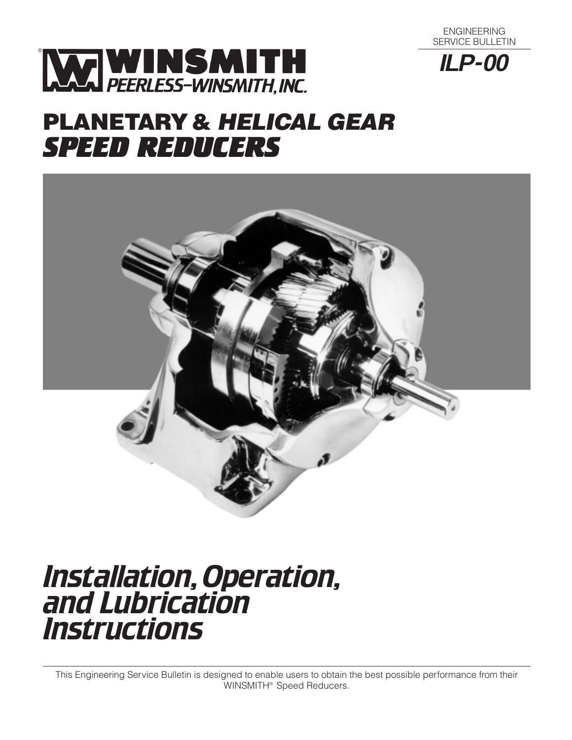ENGINEERING SERVICE BULLETIN

**ILP-00**

WINSMITH® PEERLESS-WINSMITH, INC.

# PLANETARY & *HELICAL GEAR* *SPEED REDUCERS*

# *Installation, Operation, and Lubrication Instructions*

This Engineering Service Bulletin is designed to enable users to obtain the best possible performance from their WINSMITH® Speed Reducers.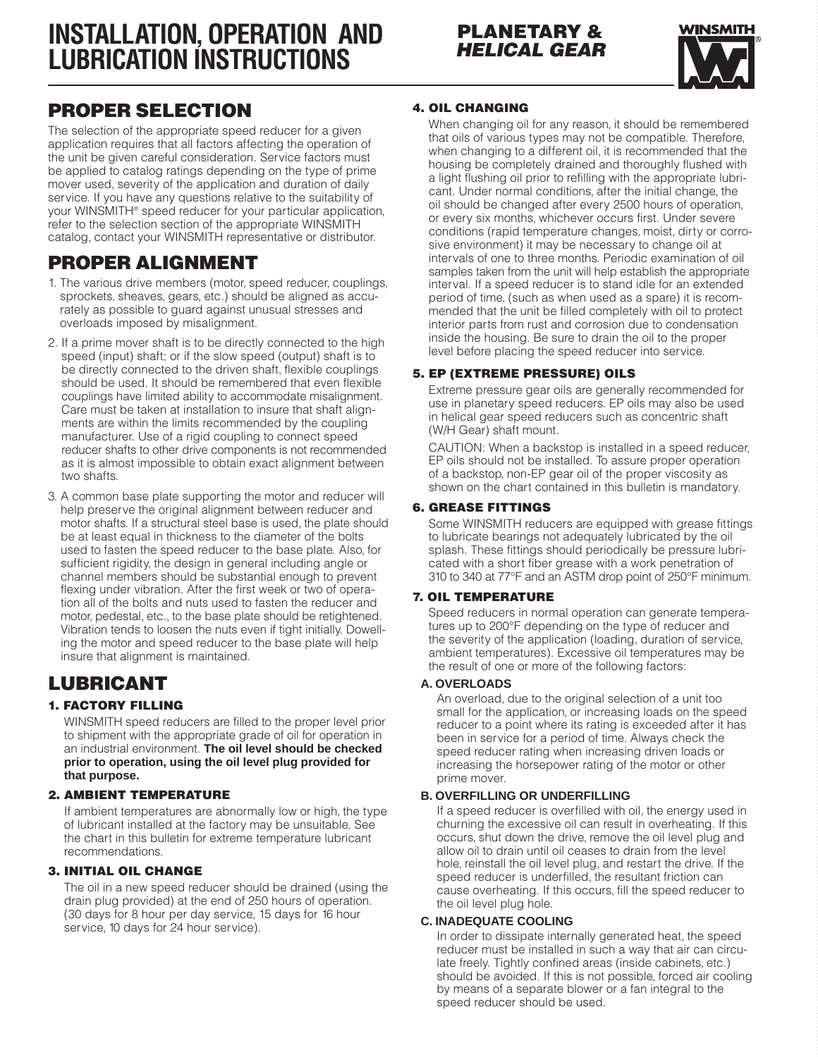# INSTALLATION, OPERATION AND LUBRICATION INSTRUCTIONS

**PLANETARY &** ***HELICAL GEAR***

## PROPER SELECTION

The selection of the appropriate speed reducer for a given application requires that all factors affecting the operation of the unit be given careful consideration. Service factors must be applied to catalog ratings depending on the type of prime mover used, severity of the application and duration of daily service. If you have any questions relative to the suitability of your WINSMITH® speed reducer for your particular application, refer to the selection section of the appropriate WINSMITH catalog, contact your WINSMITH representative or distributor.

## PROPER ALIGNMENT

1. The various drive members (motor, speed reducer, couplings, sprockets, sheaves, gears, etc.) should be aligned as accurately as possible to guard against unusual stresses and overloads imposed by misalignment.
2. If a prime mover shaft is to be directly connected to the high speed (input) shaft; or if the slow speed (output) shaft is to be directly connected to the driven shaft, flexible couplings should be used. It should be remembered that even flexible couplings have limited ability to accommodate misalignment. Care must be taken at installation to insure that shaft alignments are within the limits recommended by the coupling manufacturer. Use of a rigid coupling to connect speed reducer shafts to other drive components is not recommended as it is almost impossible to obtain exact alignment between two shafts.
3. A common base plate supporting the motor and reducer will help preserve the original alignment between reducer and motor shafts. If a structural steel base is used, the plate should be at least equal in thickness to the diameter of the bolts used to fasten the speed reducer to the base plate. Also, for sufficient rigidity, the design in general including angle or channel members should be substantial enough to prevent flexing under vibration. After the first week or two of operation all of the bolts and nuts used to fasten the reducer and motor, pedestal, etc., to the base plate should be retightened. Vibration tends to loosen the nuts even if tight initially. Dowelling the motor and speed reducer to the base plate will help insure that alignment is maintained.

## LUBRICANT

### 1. FACTORY FILLING

WINSMITH speed reducers are filled to the proper level prior to shipment with the appropriate grade of oil for operation in an industrial environment. **The oil level should be checked prior to operation, using the oil level plug provided for that purpose.**

### 2. AMBIENT TEMPERATURE

If ambient temperatures are abnormally low or high, the type of lubricant installed at the factory may be unsuitable. See the chart in this bulletin for extreme temperature lubricant recommendations.

### 3. INITIAL OIL CHANGE

The oil in a new speed reducer should be drained (using the drain plug provided) at the end of 250 hours of operation. (30 days for 8 hour per day service, 15 days for 16 hour service, 10 days for 24 hour service).

### 4. OIL CHANGING

When changing oil for any reason, it should be remembered that oils of various types may not be compatible. Therefore, when changing to a different oil, it is recommended that the housing be completely drained and thoroughly flushed with a light flushing oil prior to refilling with the appropriate lubricant. Under normal conditions, after the initial change, the oil should be changed after every 2500 hours of operation, or every six months, whichever occurs first. Under severe conditions (rapid temperature changes, moist, dirty or corrosive environment) it may be necessary to change oil at intervals of one to three months. Periodic examination of oil samples taken from the unit will help establish the appropriate interval. If a speed reducer is to stand idle for an extended period of time, (such as when used as a spare) it is recommended that the unit be filled completely with oil to protect interior parts from rust and corrosion due to condensation inside the housing. Be sure to drain the oil to the proper level before placing the speed reducer into service.

### 5. EP (EXTREME PRESSURE) OILS

Extreme pressure gear oils are generally recommended for use in planetary speed reducers. EP oils may also be used in helical gear speed reducers such as concentric shaft (W/H Gear) shaft mount.

CAUTION: When a backstop is installed in a speed reducer, EP oils should not be installed. To assure proper operation of a backstop, non-EP gear oil of the proper viscosity as shown on the chart contained in this bulletin is mandatory.

### 6. GREASE FITTINGS

Some WINSMITH reducers are equipped with grease fittings to lubricate bearings not adequately lubricated by the oil splash. These fittings should periodically be pressure lubricated with a short fiber grease with a work penetration of 310 to 340 at 77°F and an ASTM drop point of 250°F minimum.

### 7. OIL TEMPERATURE

Speed reducers in normal operation can generate temperatures up to 200°F depending on the type of reducer and the severity of the application (loading, duration of service, ambient temperatures). Excessive oil temperatures may be the result of one or more of the following factors:

#### A. OVERLOADS

An overload, due to the original selection of a unit too small for the application, or increasing loads on the speed reducer to a point where its rating is exceeded after it has been in service for a period of time. Always check the speed reducer rating when increasing driven loads or increasing the horsepower rating of the motor or other prime mover.

#### B. OVERFILLING OR UNDERFILLING

If a speed reducer is overfilled with oil, the energy used in churning the excessive oil can result in overheating. If this occurs, shut down the drive, remove the oil level plug and allow oil to drain until oil ceases to drain from the level hole, reinstall the oil level plug, and restart the drive. If the speed reducer is underfilled, the resultant friction can cause overheating. If this occurs, fill the speed reducer to the oil level plug hole.

#### C. INADEQUATE COOLING

In order to dissipate internally generated heat, the speed reducer must be installed in such a way that air can circulate freely. Tightly confined areas (inside cabinets, etc.) should be avoided. If this is not possible, forced air cooling by means of a separate blower or a fan integral to the speed reducer should be used.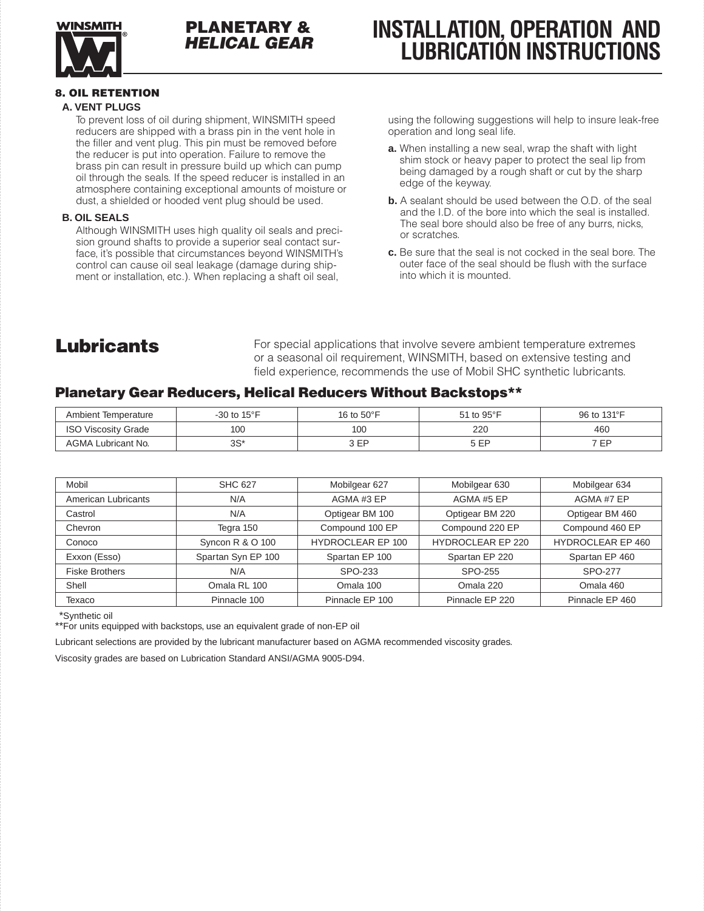## 8. OIL RETENTION

### A. VENT PLUGS

To prevent loss of oil during shipment, WINSMITH speed reducers are shipped with a brass pin in the vent hole in the filler and vent plug. This pin must be removed before the reducer is put into operation. Failure to remove the brass pin can result in pressure build up which can pump oil through the seals. If the speed reducer is installed in an atmosphere containing exceptional amounts of moisture or dust, a shielded or hooded vent plug should be used.

### B. OIL SEALS

Although WINSMITH uses high quality oil seals and precision ground shafts to provide a superior seal contact surface, it's possible that circumstances beyond WINSMITH's control can cause oil seal leakage (damage during shipment or installation, etc.). When replacing a shaft oil seal, using the following suggestions will help to insure leak-free operation and long seal life.

**a.** When installing a new seal, wrap the shaft with light shim stock or heavy paper to protect the seal lip from being damaged by a rough shaft or cut by the sharp edge of the keyway.

**b.** A sealant should be used between the O.D. of the seal and the I.D. of the bore into which the seal is installed. The seal bore should also be free of any burrs, nicks, or scratches.

**c.** Be sure that the seal is not cocked in the seal bore. The outer face of the seal should be flush with the surface into which it is mounted.

# Lubricants

For special applications that involve severe ambient temperature extremes or a seasonal oil requirement, WINSMITH, based on extensive testing and field experience, recommends the use of Mobil SHC synthetic lubricants.

## Planetary Gear Reducers, Helical Reducers Without Backstops**

| Ambient Temperature | -30 to 15°F | 16 to 50°F | 51 to 95°F | 96 to 131°F |
|---|---|---|---|---|
| ISO Viscosity Grade | 100 | 100 | 220 | 460 |
| AGMA Lubricant No. | 3S* | 3 EP | 5 EP | 7 EP |

| Mobil | SHC 627 | Mobilgear 627 | Mobilgear 630 | Mobilgear 634 |
|---|---|---|---|---|
| American Lubricants | N/A | AGMA #3 EP | AGMA #5 EP | AGMA #7 EP |
| Castrol | N/A | Optigear BM 100 | Optigear BM 220 | Optigear BM 460 |
| Chevron | Tegra 150 | Compound 100 EP | Compound 220 EP | Compound 460 EP |
| Conoco | Syncon R & O 100 | HYDROCLEAR EP 100 | HYDROCLEAR EP 220 | HYDROCLEAR EP 460 |
| Exxon (Esso) | Spartan Syn EP 100 | Spartan EP 100 | Spartan EP 220 | Spartan EP 460 |
| Fiske Brothers | N/A | SPO-233 | SPO-255 | SPO-277 |
| Shell | Omala RL 100 | Omala 100 | Omala 220 | Omala 460 |
| Texaco | Pinnacle 100 | Pinnacle EP 100 | Pinnacle EP 220 | Pinnacle EP 460 |

*Synthetic oil

**For units equipped with backstops, use an equivalent grade of non-EP oil

Lubricant selections are provided by the lubricant manufacturer based on AGMA recommended viscosity grades.

Viscosity grades are based on Lubrication Standard ANSI/AGMA 9005-D94.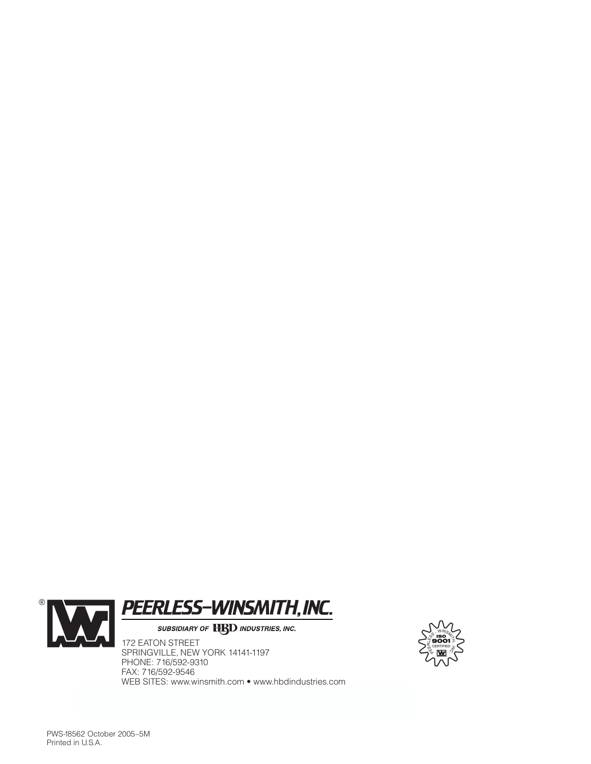®

**PEERLESS-WINSMITH, INC.**

*SUBSIDIARY OF HBD INDUSTRIES, INC.*

172 EATON STREET
SPRINGVILLE, NEW YORK 14141-1197
PHONE: 716/592-9310
FAX: 716/592-9546
WEB SITES: www.winsmith.com • www.hbdindustries.com

PEERLESS-WINSMITH, INC. ISO 9001 CERTIFIED

PWS-18562 October 2005–5M
Printed in U.S.A.